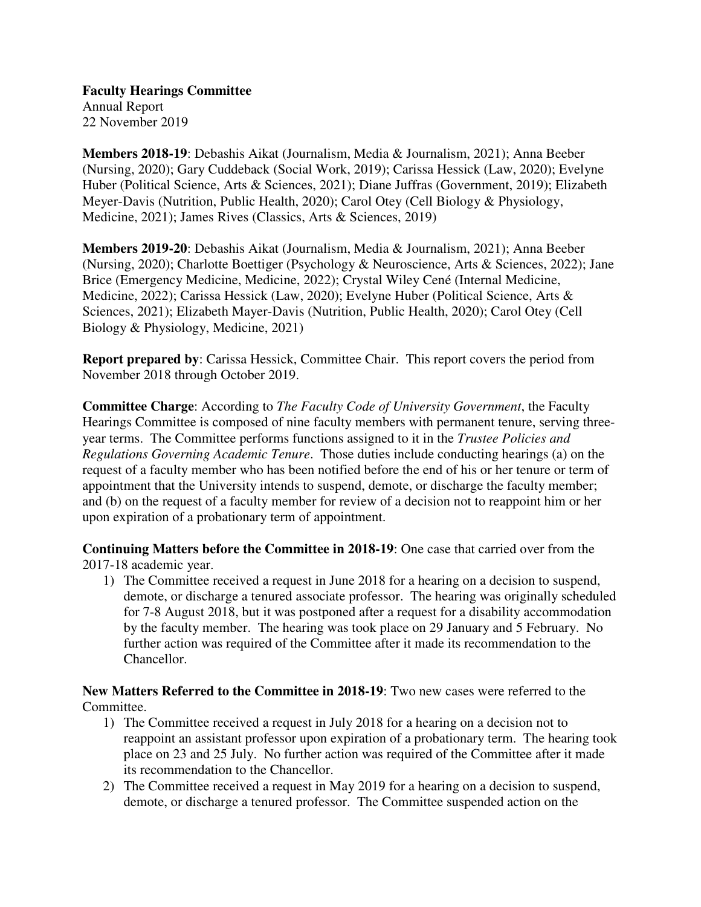**Faculty Hearings Committee**
Annual Report
22 November 2019

**Members 2018-19**: Debashis Aikat (Journalism, Media & Journalism, 2021); Anna Beeber (Nursing, 2020); Gary Cuddeback (Social Work, 2019); Carissa Hessick (Law, 2020); Evelyne Huber (Political Science, Arts & Sciences, 2021); Diane Juffras (Government, 2019); Elizabeth Meyer-Davis (Nutrition, Public Health, 2020); Carol Otey (Cell Biology & Physiology, Medicine, 2021); James Rives (Classics, Arts & Sciences, 2019)

**Members 2019-20**: Debashis Aikat (Journalism, Media & Journalism, 2021); Anna Beeber (Nursing, 2020); Charlotte Boettiger (Psychology & Neuroscience, Arts & Sciences, 2022); Jane Brice (Emergency Medicine, Medicine, 2022); Crystal Wiley Cené (Internal Medicine, Medicine, 2022); Carissa Hessick (Law, 2020); Evelyne Huber (Political Science, Arts & Sciences, 2021); Elizabeth Mayer-Davis (Nutrition, Public Health, 2020); Carol Otey (Cell Biology & Physiology, Medicine, 2021)

**Report prepared by**: Carissa Hessick, Committee Chair. This report covers the period from November 2018 through October 2019.

**Committee Charge**: According to *The Faculty Code of University Government*, the Faculty Hearings Committee is composed of nine faculty members with permanent tenure, serving three-year terms. The Committee performs functions assigned to it in the *Trustee Policies and Regulations Governing Academic Tenure*. Those duties include conducting hearings (a) on the request of a faculty member who has been notified before the end of his or her tenure or term of appointment that the University intends to suspend, demote, or discharge the faculty member; and (b) on the request of a faculty member for review of a decision not to reappoint him or her upon expiration of a probationary term of appointment.

**Continuing Matters before the Committee in 2018-19**: One case that carried over from the 2017-18 academic year.

1) The Committee received a request in June 2018 for a hearing on a decision to suspend, demote, or discharge a tenured associate professor. The hearing was originally scheduled for 7-8 August 2018, but it was postponed after a request for a disability accommodation by the faculty member. The hearing was took place on 29 January and 5 February. No further action was required of the Committee after it made its recommendation to the Chancellor.

**New Matters Referred to the Committee in 2018-19**: Two new cases were referred to the Committee.

1) The Committee received a request in July 2018 for a hearing on a decision not to reappoint an assistant professor upon expiration of a probationary term. The hearing took place on 23 and 25 July. No further action was required of the Committee after it made its recommendation to the Chancellor.
2) The Committee received a request in May 2019 for a hearing on a decision to suspend, demote, or discharge a tenured professor. The Committee suspended action on the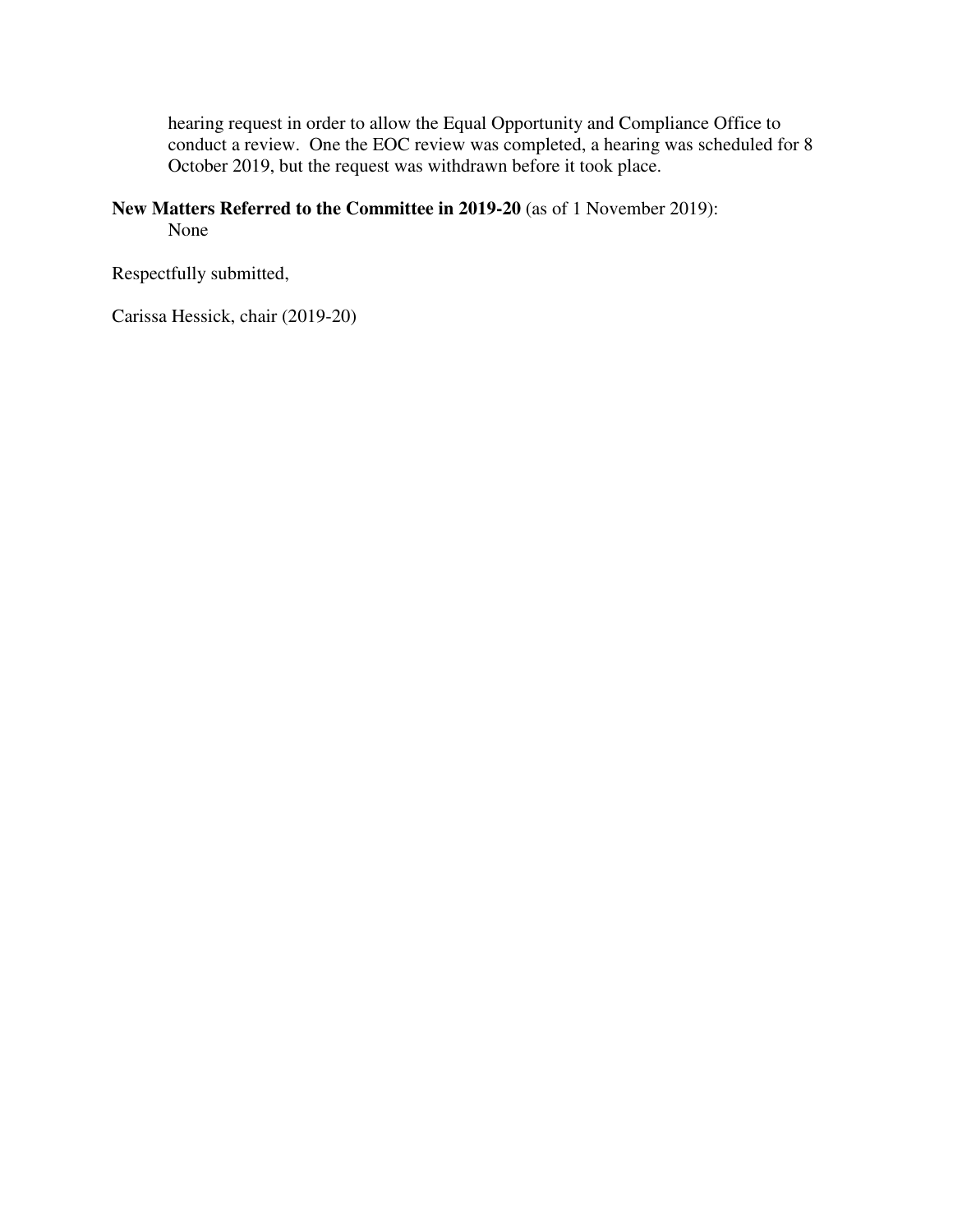hearing request in order to allow the Equal Opportunity and Compliance Office to conduct a review. One the EOC review was completed, a hearing was scheduled for 8 October 2019, but the request was withdrawn before it took place.

**New Matters Referred to the Committee in 2019-20** (as of 1 November 2019):

None

Respectfully submitted,

Carissa Hessick, chair (2019-20)